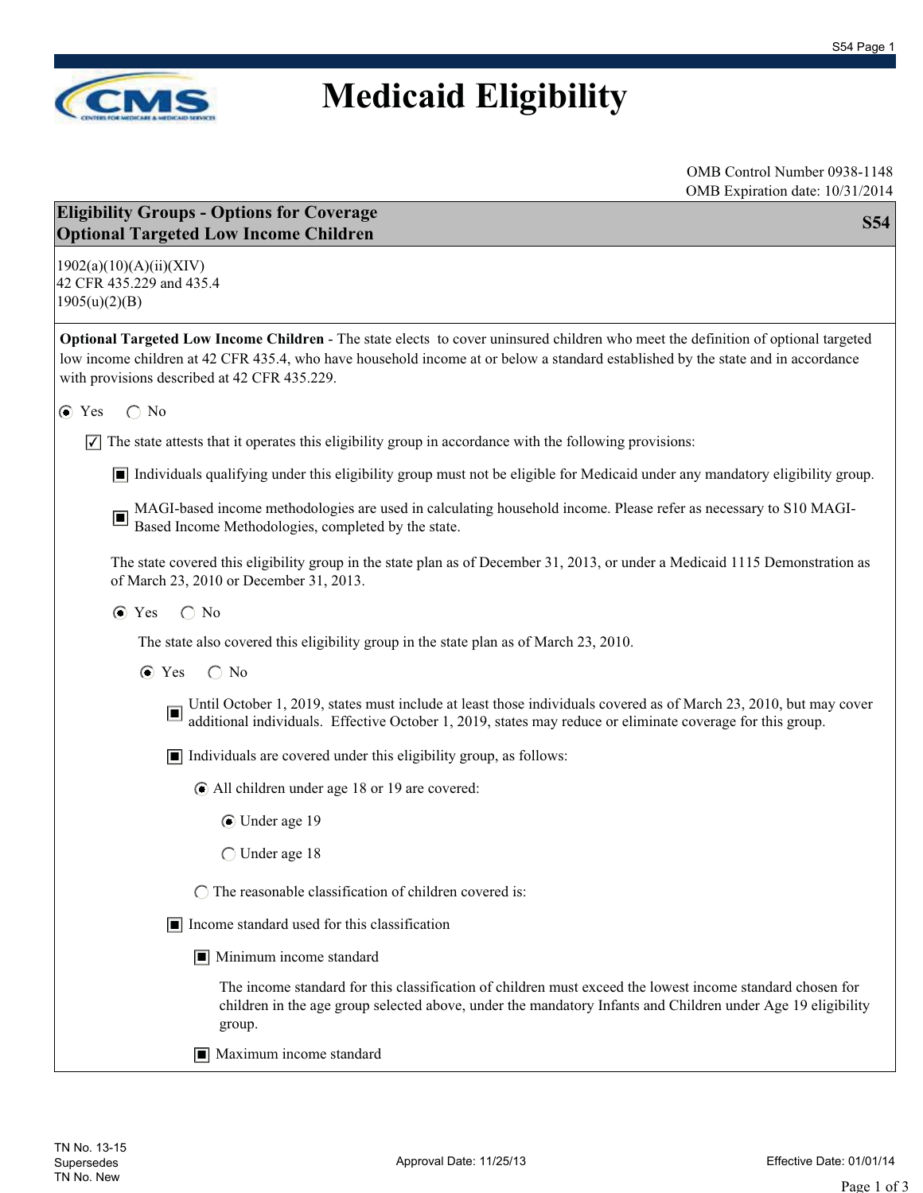# Medicaid Eligibility

OMB Control Number 0938-1148
OMB Expiration date: 10/31/2014

## Eligibility Groups - Options for Coverage
## Optional Targeted Low Income Children — S54

1902(a)(10)(A)(ii)(XIV)
42 CFR 435.229 and 435.4
1905(u)(2)(B)

**Optional Targeted Low Income Children** - The state elects to cover uninsured children who meet the definition of optional targeted low income children at 42 CFR 435.4, who have household income at or below a standard established by the state and in accordance with provisions described at 42 CFR 435.229.

(●) Yes ( ) No

- [x] The state attests that it operates this eligibility group in accordance with the following provisions:
  - [x] Individuals qualifying under this eligibility group must not be eligible for Medicaid under any mandatory eligibility group.
  - [x] MAGI-based income methodologies are used in calculating household income. Please refer as necessary to S10 MAGI-Based Income Methodologies, completed by the state.

The state covered this eligibility group in the state plan as of December 31, 2013, or under a Medicaid 1115 Demonstration as of March 23, 2010 or December 31, 2013.

(●) Yes ( ) No

The state also covered this eligibility group in the state plan as of March 23, 2010.

(●) Yes ( ) No

- [x] Until October 1, 2019, states must include at least those individuals covered as of March 23, 2010, but may cover additional individuals. Effective October 1, 2019, states may reduce or eliminate coverage for this group.
- [x] Individuals are covered under this eligibility group, as follows:
  - (●) All children under age 18 or 19 are covered:
    - (●) Under age 19
    - ( ) Under age 18
  - ( ) The reasonable classification of children covered is:
- [x] Income standard used for this classification
  - [x] Minimum income standard

    The income standard for this classification of children must exceed the lowest income standard chosen for children in the age group selected above, under the mandatory Infants and Children under Age 19 eligibility group.
  - [x] Maximum income standard

TN No. 13-15
Supersedes
TN No. New

Approval Date: 11/25/13

Effective Date: 01/01/14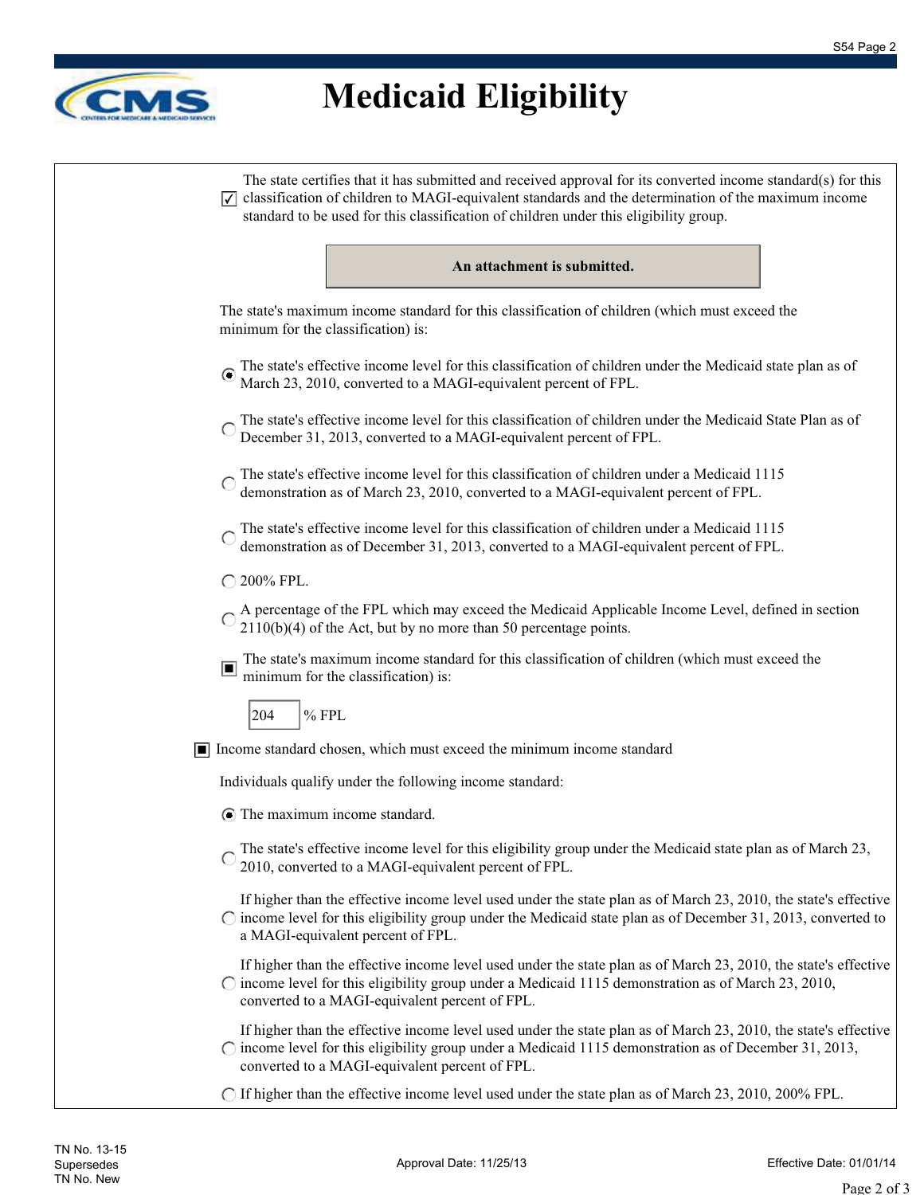# Medicaid Eligibility

☑ The state certifies that it has submitted and received approval for its converted income standard(s) for this classification of children to MAGI-equivalent standards and the determination of the maximum income standard to be used for this classification of children under this eligibility group.

**An attachment is submitted.**

The state's maximum income standard for this classification of children (which must exceed the minimum for the classification) is:

- (●) The state's effective income level for this classification of children under the Medicaid state plan as of March 23, 2010, converted to a MAGI-equivalent percent of FPL.
- ( ) The state's effective income level for this classification of children under the Medicaid State Plan as of December 31, 2013, converted to a MAGI-equivalent percent of FPL.
- ( ) The state's effective income level for this classification of children under a Medicaid 1115 demonstration as of March 23, 2010, converted to a MAGI-equivalent percent of FPL.
- ( ) The state's effective income level for this classification of children under a Medicaid 1115 demonstration as of December 31, 2013, converted to a MAGI-equivalent percent of FPL.
- ( ) 200% FPL.
- ( ) A percentage of the FPL which may exceed the Medicaid Applicable Income Level, defined in section 2110(b)(4) of the Act, but by no more than 50 percentage points.

■ The state's maximum income standard for this classification of children (which must exceed the minimum for the classification) is:

204 % FPL

■ Income standard chosen, which must exceed the minimum income standard

Individuals qualify under the following income standard:

- (●) The maximum income standard.
- ( ) The state's effective income level for this eligibility group under the Medicaid state plan as of March 23, 2010, converted to a MAGI-equivalent percent of FPL.
- ( ) If higher than the effective income level used under the state plan as of March 23, 2010, the state's effective income level for this eligibility group under the Medicaid state plan as of December 31, 2013, converted to a MAGI-equivalent percent of FPL.
- ( ) If higher than the effective income level used under the state plan as of March 23, 2010, the state's effective income level for this eligibility group under a Medicaid 1115 demonstration as of March 23, 2010, converted to a MAGI-equivalent percent of FPL.
- ( ) If higher than the effective income level used under the state plan as of March 23, 2010, the state's effective income level for this eligibility group under a Medicaid 1115 demonstration as of December 31, 2013, converted to a MAGI-equivalent percent of FPL.
- ( ) If higher than the effective income level used under the state plan as of March 23, 2010, 200% FPL.

TN No. 13-15
Supersedes
TN No. New

Approval Date: 11/25/13

Effective Date: 01/01/14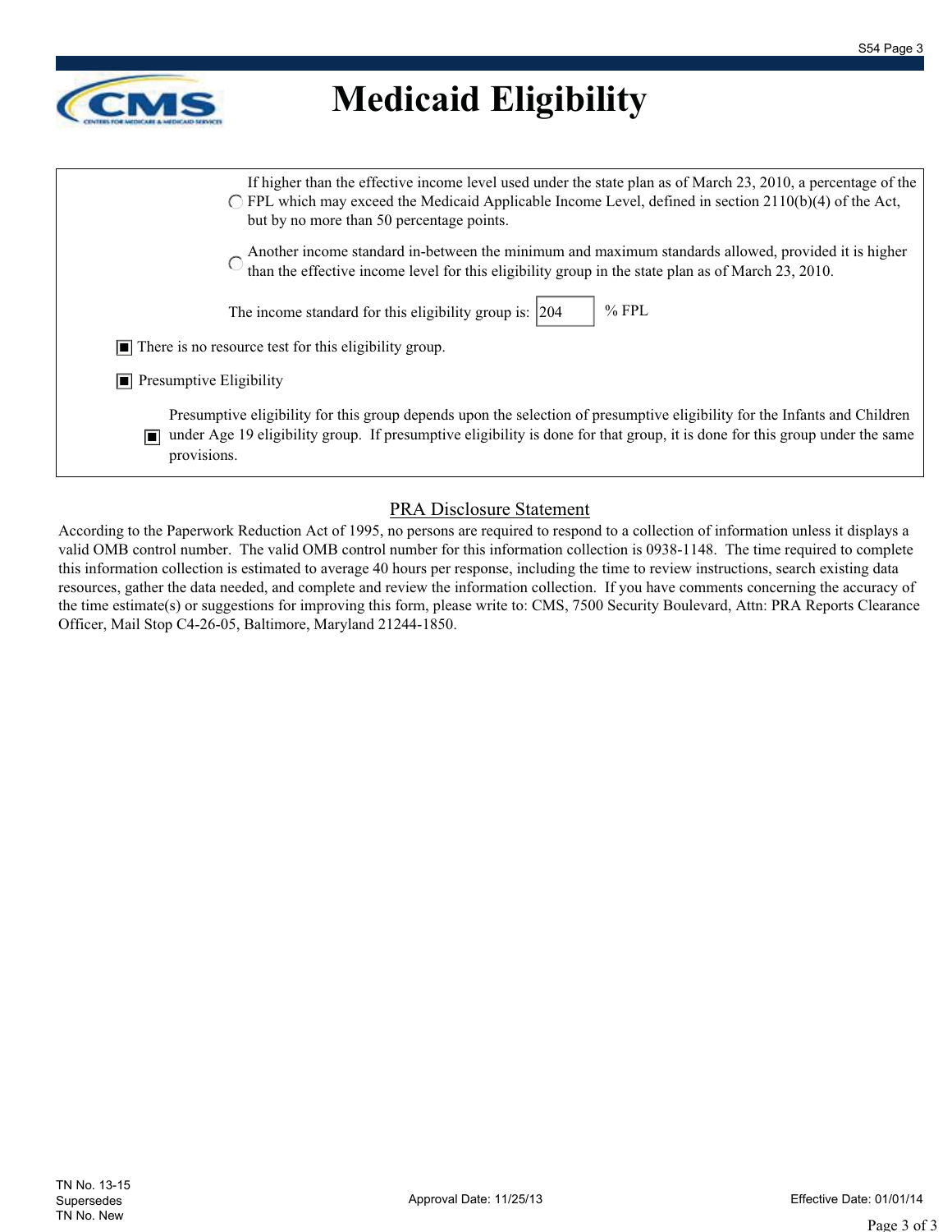# Medicaid Eligibility

○ If higher than the effective income level used under the state plan as of March 23, 2010, a percentage of the FPL which may exceed the Medicaid Applicable Income Level, defined in section 2110(b)(4) of the Act, but by no more than 50 percentage points.

○ Another income standard in-between the minimum and maximum standards allowed, provided it is higher than the effective income level for this eligibility group in the state plan as of March 23, 2010.

The income standard for this eligibility group is: 204 % FPL

■ There is no resource test for this eligibility group.

■ Presumptive Eligibility

■ Presumptive eligibility for this group depends upon the selection of presumptive eligibility for the Infants and Children under Age 19 eligibility group. If presumptive eligibility is done for that group, it is done for this group under the same provisions.

## PRA Disclosure Statement

According to the Paperwork Reduction Act of 1995, no persons are required to respond to a collection of information unless it displays a valid OMB control number. The valid OMB control number for this information collection is 0938-1148. The time required to complete this information collection is estimated to average 40 hours per response, including the time to review instructions, search existing data resources, gather the data needed, and complete and review the information collection. If you have comments concerning the accuracy of the time estimate(s) or suggestions for improving this form, please write to: CMS, 7500 Security Boulevard, Attn: PRA Reports Clearance Officer, Mail Stop C4-26-05, Baltimore, Maryland 21244-1850.

TN No. 13-15
Supersedes
TN No. New

Approval Date: 11/25/13

Effective Date: 01/01/14